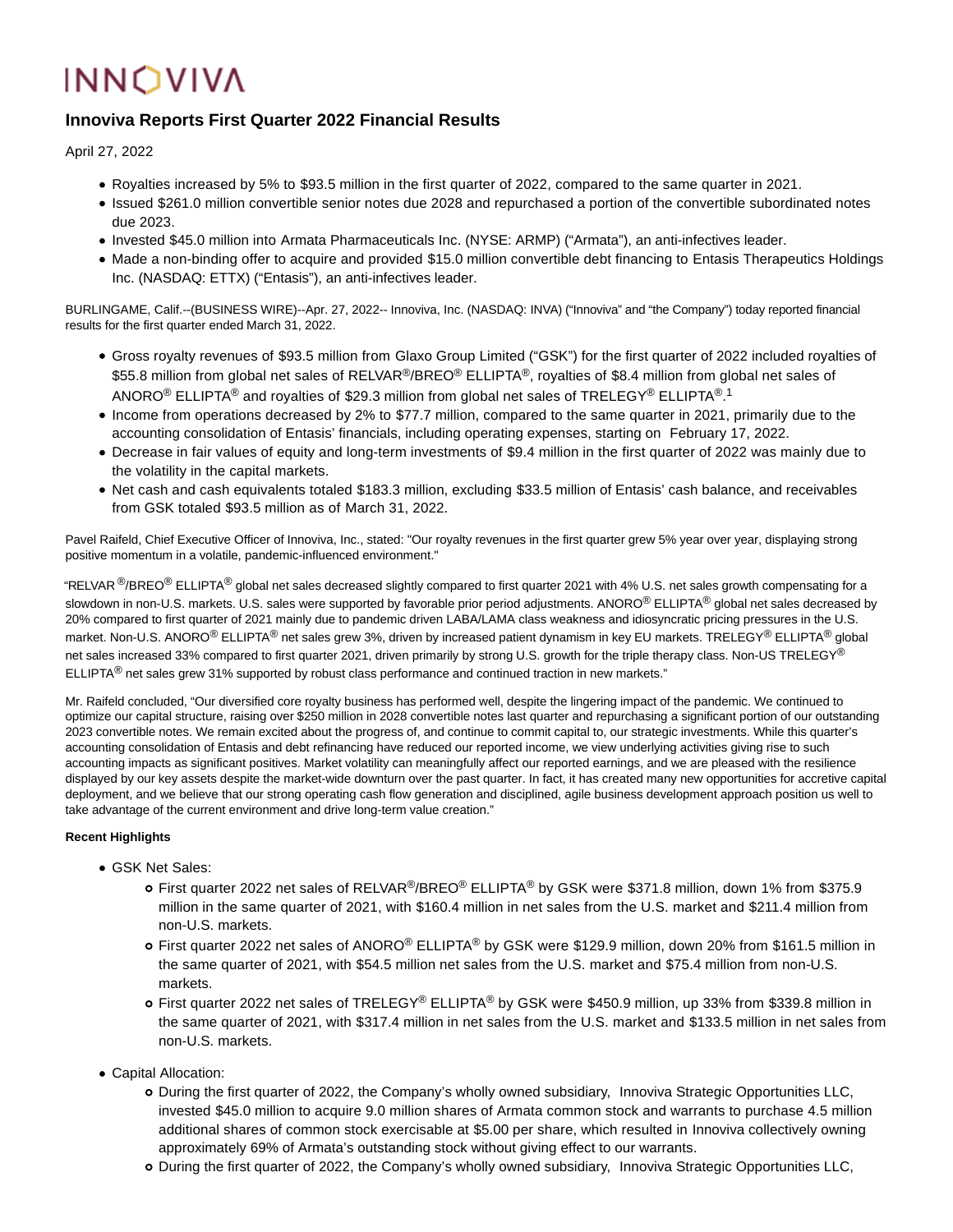# INNOVIVA

## Innoviva Reports First Quarter 2022 Financial Results

April 27, 2022

- Royalties increased by 5% to $93.5 million in the first quarter of 2022, compared to the same quarter in 2021.
- Issued $261.0 million convertible senior notes due 2028 and repurchased a portion of the convertible subordinated notes due 2023.
- Invested $45.0 million into Armata Pharmaceuticals Inc. (NYSE: ARMP) ("Armata"), an anti-infectives leader.
- Made a non-binding offer to acquire and provided $15.0 million convertible debt financing to Entasis Therapeutics Holdings Inc. (NASDAQ: ETTX) ("Entasis"), an anti-infectives leader.

BURLINGAME, Calif.--(BUSINESS WIRE)--Apr. 27, 2022-- Innoviva, Inc. (NASDAQ: INVA) ("Innoviva" and "the Company") today reported financial results for the first quarter ended March 31, 2022.

- Gross royalty revenues of $93.5 million from Glaxo Group Limited ("GSK") for the first quarter of 2022 included royalties of $55.8 million from global net sales of RELVAR®/BREO® ELLIPTA®, royalties of $8.4 million from global net sales of ANORO® ELLIPTA® and royalties of $29.3 million from global net sales of TRELEGY® ELLIPTA®.[1]
- Income from operations decreased by 2% to $77.7 million, compared to the same quarter in 2021, primarily due to the accounting consolidation of Entasis' financials, including operating expenses, starting on February 17, 2022.
- Decrease in fair values of equity and long-term investments of $9.4 million in the first quarter of 2022 was mainly due to the volatility in the capital markets.
- Net cash and cash equivalents totaled $183.3 million, excluding $33.5 million of Entasis' cash balance, and receivables from GSK totaled $93.5 million as of March 31, 2022.

Pavel Raifeld, Chief Executive Officer of Innoviva, Inc., stated: "Our royalty revenues in the first quarter grew 5% year over year, displaying strong positive momentum in a volatile, pandemic-influenced environment."

"RELVAR®/BREO® ELLIPTA® global net sales decreased slightly compared to first quarter 2021 with 4% U.S. net sales growth compensating for a slowdown in non-U.S. markets. U.S. sales were supported by favorable prior period adjustments. ANORO® ELLIPTA® global net sales decreased by 20% compared to first quarter of 2021 mainly due to pandemic driven LABA/LAMA class weakness and idiosyncratic pricing pressures in the U.S. market. Non-U.S. ANORO® ELLIPTA® net sales grew 3%, driven by increased patient dynamism in key EU markets. TRELEGY® ELLIPTA® global net sales increased 33% compared to first quarter 2021, driven primarily by strong U.S. growth for the triple therapy class. Non-US TRELEGY® ELLIPTA® net sales grew 31% supported by robust class performance and continued traction in new markets."

Mr. Raifeld concluded, "Our diversified core royalty business has performed well, despite the lingering impact of the pandemic. We continued to optimize our capital structure, raising over $250 million in 2028 convertible notes last quarter and repurchasing a significant portion of our outstanding 2023 convertible notes. We remain excited about the progress of, and continue to commit capital to, our strategic investments. While this quarter's accounting consolidation of Entasis and debt refinancing have reduced our reported income, we view underlying activities giving rise to such accounting impacts as significant positives. Market volatility can meaningfully affect our reported earnings, and we are pleased with the resilience displayed by our key assets despite the market-wide downturn over the past quarter. In fact, it has created many new opportunities for accretive capital deployment, and we believe that our strong operating cash flow generation and disciplined, agile business development approach position us well to take advantage of the current environment and drive long-term value creation."

**Recent Highlights**

- GSK Net Sales:
  - First quarter 2022 net sales of RELVAR®/BREO® ELLIPTA® by GSK were $371.8 million, down 1% from $375.9 million in the same quarter of 2021, with $160.4 million in net sales from the U.S. market and $211.4 million from non-U.S. markets.
  - First quarter 2022 net sales of ANORO® ELLIPTA® by GSK were $129.9 million, down 20% from $161.5 million in the same quarter of 2021, with $54.5 million net sales from the U.S. market and $75.4 million from non-U.S. markets.
  - First quarter 2022 net sales of TRELEGY® ELLIPTA® by GSK were $450.9 million, up 33% from $339.8 million in the same quarter of 2021, with $317.4 million in net sales from the U.S. market and $133.5 million in net sales from non-U.S. markets.
- Capital Allocation:
  - During the first quarter of 2022, the Company's wholly owned subsidiary, Innoviva Strategic Opportunities LLC, invested $45.0 million to acquire 9.0 million shares of Armata common stock and warrants to purchase 4.5 million additional shares of common stock exercisable at $5.00 per share, which resulted in Innoviva collectively owning approximately 69% of Armata's outstanding stock without giving effect to our warrants.
  - During the first quarter of 2022, the Company's wholly owned subsidiary, Innoviva Strategic Opportunities LLC,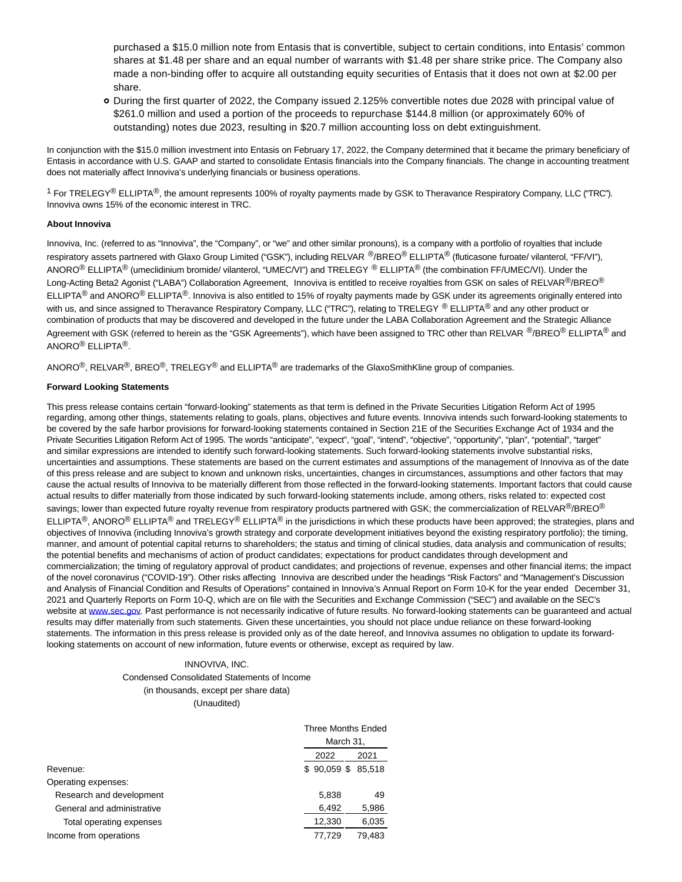purchased a $15.0 million note from Entasis that is convertible, subject to certain conditions, into Entasis' common shares at $1.48 per share and an equal number of warrants with $1.48 per share strike price. The Company also made a non-binding offer to acquire all outstanding equity securities of Entasis that it does not own at $2.00 per share.

- During the first quarter of 2022, the Company issued 2.125% convertible notes due 2028 with principal value of $261.0 million and used a portion of the proceeds to repurchase $144.8 million (or approximately 60% of outstanding) notes due 2023, resulting in $20.7 million accounting loss on debt extinguishment.

In conjunction with the $15.0 million investment into Entasis on February 17, 2022, the Company determined that it became the primary beneficiary of Entasis in accordance with U.S. GAAP and started to consolidate Entasis financials into the Company financials. The change in accounting treatment does not materially affect Innoviva's underlying financials or business operations.

[1] For TRELEGY® ELLIPTA®, the amount represents 100% of royalty payments made by GSK to Theravance Respiratory Company, LLC ("TRC"). Innoviva owns 15% of the economic interest in TRC.

**About Innoviva**

Innoviva, Inc. (referred to as "Innoviva", the "Company", or "we" and other similar pronouns), is a company with a portfolio of royalties that include respiratory assets partnered with Glaxo Group Limited ("GSK"), including RELVAR ®/BREO® ELLIPTA® (fluticasone furoate/ vilanterol, "FF/VI"), ANORO® ELLIPTA® (umeclidinium bromide/ vilanterol, "UMEC/VI") and TRELEGY ® ELLIPTA® (the combination FF/UMEC/VI). Under the Long-Acting Beta2 Agonist ("LABA") Collaboration Agreement, Innoviva is entitled to receive royalties from GSK on sales of RELVAR®/BREO® ELLIPTA® and ANORO® ELLIPTA®. Innoviva is also entitled to 15% of royalty payments made by GSK under its agreements originally entered into with us, and since assigned to Theravance Respiratory Company, LLC ("TRC"), relating to TRELEGY ® ELLIPTA® and any other product or combination of products that may be discovered and developed in the future under the LABA Collaboration Agreement and the Strategic Alliance Agreement with GSK (referred to herein as the "GSK Agreements"), which have been assigned to TRC other than RELVAR ®/BREO® ELLIPTA® and ANORO® ELLIPTA®.

ANORO®, RELVAR®, BREO®, TRELEGY® and ELLIPTA® are trademarks of the GlaxoSmithKline group of companies.

**Forward Looking Statements**

This press release contains certain "forward-looking" statements as that term is defined in the Private Securities Litigation Reform Act of 1995 regarding, among other things, statements relating to goals, plans, objectives and future events. Innoviva intends such forward-looking statements to be covered by the safe harbor provisions for forward-looking statements contained in Section 21E of the Securities Exchange Act of 1934 and the Private Securities Litigation Reform Act of 1995. The words "anticipate", "expect", "goal", "intend", "objective", "opportunity", "plan", "potential", "target" and similar expressions are intended to identify such forward-looking statements. Such forward-looking statements involve substantial risks, uncertainties and assumptions. These statements are based on the current estimates and assumptions of the management of Innoviva as of the date of this press release and are subject to known and unknown risks, uncertainties, changes in circumstances, assumptions and other factors that may cause the actual results of Innoviva to be materially different from those reflected in the forward-looking statements. Important factors that could cause actual results to differ materially from those indicated by such forward-looking statements include, among others, risks related to: expected cost savings; lower than expected future royalty revenue from respiratory products partnered with GSK; the commercialization of RELVAR®/BREO® ELLIPTA®, ANORO® ELLIPTA® and TRELEGY® ELLIPTA® in the jurisdictions in which these products have been approved; the strategies, plans and objectives of Innoviva (including Innoviva's growth strategy and corporate development initiatives beyond the existing respiratory portfolio); the timing, manner, and amount of potential capital returns to shareholders; the status and timing of clinical studies, data analysis and communication of results; the potential benefits and mechanisms of action of product candidates; expectations for product candidates through development and commercialization; the timing of regulatory approval of product candidates; and projections of revenue, expenses and other financial items; the impact of the novel coronavirus ("COVID-19"). Other risks affecting Innoviva are described under the headings "Risk Factors" and "Management's Discussion and Analysis of Financial Condition and Results of Operations" contained in Innoviva's Annual Report on Form 10-K for the year ended December 31, 2021 and Quarterly Reports on Form 10-Q, which are on file with the Securities and Exchange Commission ("SEC") and available on the SEC's website at www.sec.gov. Past performance is not necessarily indicative of future results. No forward-looking statements can be guaranteed and actual results may differ materially from such statements. Given these uncertainties, you should not place undue reliance on these forward-looking statements. The information in this press release is provided only as of the date hereof, and Innoviva assumes no obligation to update its forward-looking statements on account of new information, future events or otherwise, except as required by law.

INNOVIVA, INC.
Condensed Consolidated Statements of Income
(in thousands, except per share data)
(Unaudited)

| | Three Months Ended March 31, | |
|---|---|---|
| | 2022 | 2021 |
| Revenue: | $ 90,059 | $ 85,518 |
| Operating expenses: | | |
| Research and development | 5,838 | 49 |
| General and administrative | 6,492 | 5,986 |
| Total operating expenses | 12,330 | 6,035 |
| Income from operations | 77,729 | 79,483 |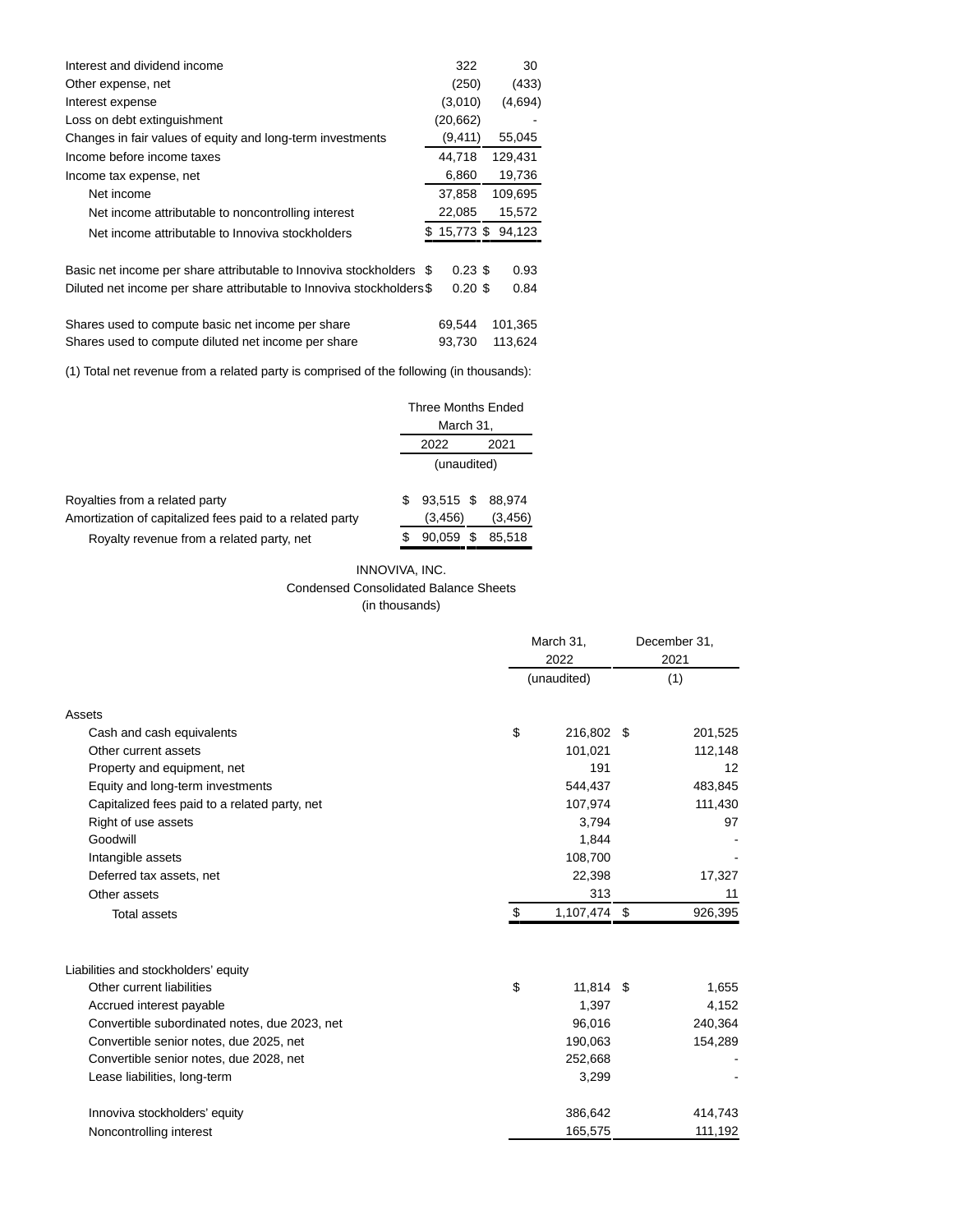| | | |
|---|---|---|
| Interest and dividend income | 322 | 30 |
| Other expense, net | (250) | (433) |
| Interest expense | (3,010) | (4,694) |
| Loss on debt extinguishment | (20,662) | - |
| Changes in fair values of equity and long-term investments | (9,411) | 55,045 |
| Income before income taxes | 44,718 | 129,431 |
| Income tax expense, net | 6,860 | 19,736 |
| Net income | 37,858 | 109,695 |
| Net income attributable to noncontrolling interest | 22,085 | 15,572 |
| Net income attributable to Innoviva stockholders | $ 15,773 | $ 94,123 |
| | | |
| Basic net income per share attributable to Innoviva stockholders | $ 0.23 | $ 0.93 |
| Diluted net income per share attributable to Innoviva stockholders | $ 0.20 | $ 0.84 |
| | | |
| Shares used to compute basic net income per share | 69,544 | 101,365 |
| Shares used to compute diluted net income per share | 93,730 | 113,624 |

(1) Total net revenue from a related party is comprised of the following (in thousands):

| | Three Months Ended March 31, | |
|---|---|---|
| | 2022 | 2021 |
| | (unaudited) | |
| Royalties from a related party | $ 93,515 | $ 88,974 |
| Amortization of capitalized fees paid to a related party | (3,456) | (3,456) |
| Royalty revenue from a related party, net | $ 90,059 | $ 85,518 |

INNOVIVA, INC.

Condensed Consolidated Balance Sheets

(in thousands)

| | March 31, 2022 | December 31, 2021 |
|---|---|---|
| | (unaudited) | (1) |
| **Assets** | | |
| Cash and cash equivalents | $ 216,802 | $ 201,525 |
| Other current assets | 101,021 | 112,148 |
| Property and equipment, net | 191 | 12 |
| Equity and long-term investments | 544,437 | 483,845 |
| Capitalized fees paid to a related party, net | 107,974 | 111,430 |
| Right of use assets | 3,794 | 97 |
| Goodwill | 1,844 | - |
| Intangible assets | 108,700 | - |
| Deferred tax assets, net | 22,398 | 17,327 |
| Other assets | 313 | 11 |
| Total assets | $ 1,107,474 | $ 926,395 |
| | | |
| **Liabilities and stockholders' equity** | | |
| Other current liabilities | $ 11,814 | $ 1,655 |
| Accrued interest payable | 1,397 | 4,152 |
| Convertible subordinated notes, due 2023, net | 96,016 | 240,364 |
| Convertible senior notes, due 2025, net | 190,063 | 154,289 |
| Convertible senior notes, due 2028, net | 252,668 | - |
| Lease liabilities, long-term | 3,299 | - |
| | | |
| Innoviva stockholders' equity | 386,642 | 414,743 |
| Noncontrolling interest | 165,575 | 111,192 |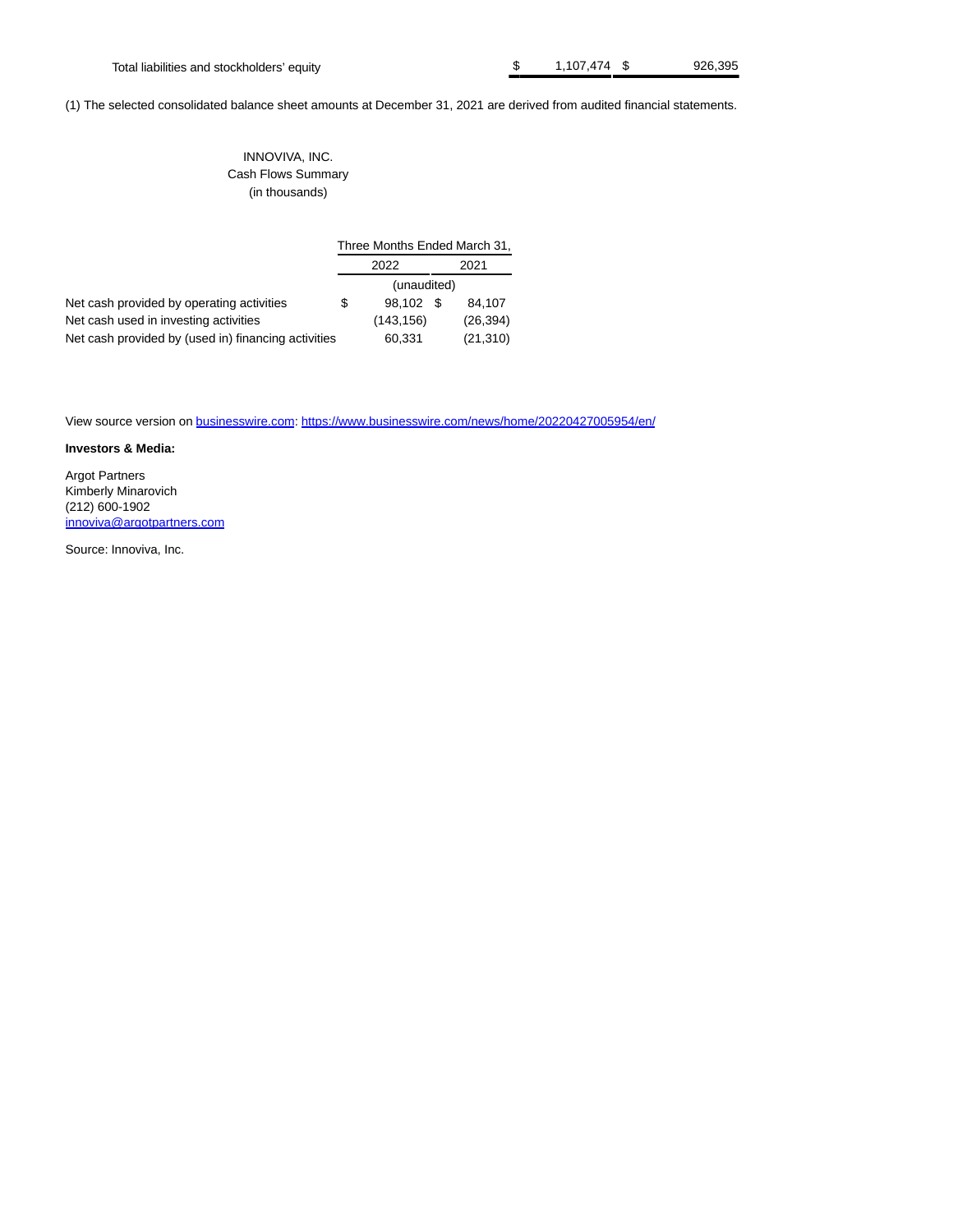| | | |
|---|---|---|
| Total liabilities and stockholders' equity | $ 1,107,474 | $ 926,395 |

(1) The selected consolidated balance sheet amounts at December 31, 2021 are derived from audited financial statements.

INNOVIVA, INC.
Cash Flows Summary
(in thousands)

| | Three Months Ended March 31, | |
|---|---|---|
| | 2022 | 2021 |
| | (unaudited) | |
| Net cash provided by operating activities | $ 98,102 | $ 84,107 |
| Net cash used in investing activities | (143,156) | (26,394) |
| Net cash provided by (used in) financing activities | 60,331 | (21,310) |

View source version on businesswire.com: https://www.businesswire.com/news/home/20220427005954/en/

**Investors & Media:**

Argot Partners
Kimberly Minarovich
(212) 600-1902
innoviva@argotpartners.com

Source: Innoviva, Inc.